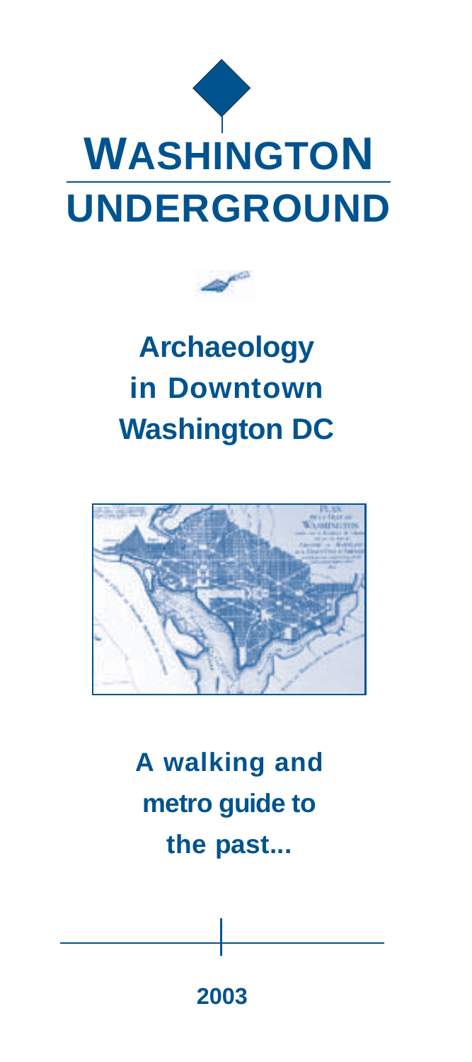# WASHINGTON UNDERGROUND

## Archaeology in Downtown Washington DC

**A walking and metro guide to the past...**

**2003**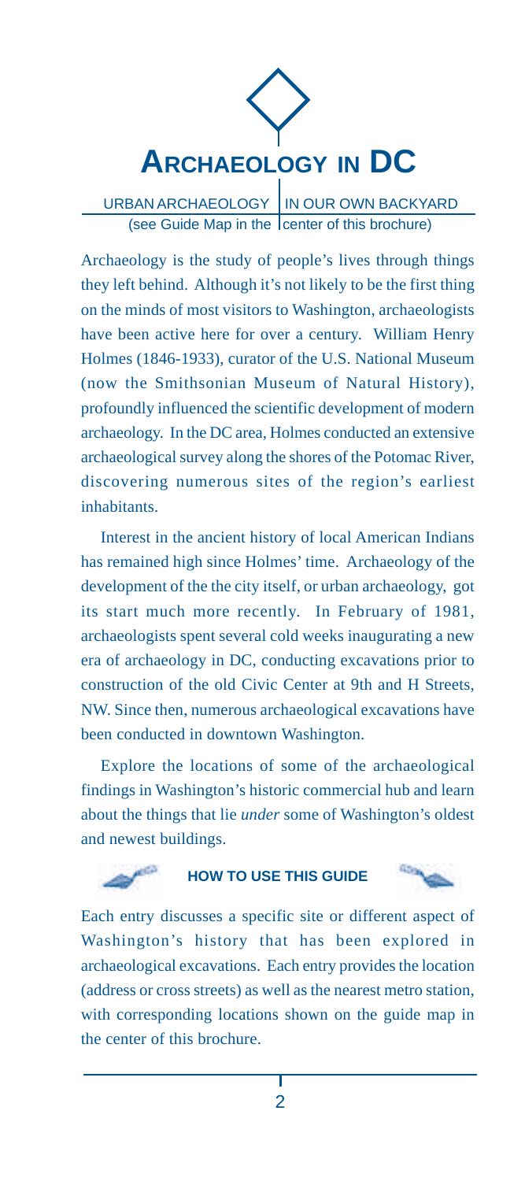# ARCHAEOLOGY IN DC

URBAN ARCHAEOLOGY | IN OUR OWN BACKYARD
(see Guide Map in the center of this brochure)

Archaeology is the study of people's lives through things they left behind. Although it's not likely to be the first thing on the minds of most visitors to Washington, archaeologists have been active here for over a century. William Henry Holmes (1846-1933), curator of the U.S. National Museum (now the Smithsonian Museum of Natural History), profoundly influenced the scientific development of modern archaeology. In the DC area, Holmes conducted an extensive archaeological survey along the shores of the Potomac River, discovering numerous sites of the region's earliest inhabitants.

Interest in the ancient history of local American Indians has remained high since Holmes' time. Archaeology of the development of the the city itself, or urban archaeology, got its start much more recently. In February of 1981, archaeologists spent several cold weeks inaugurating a new era of archaeology in DC, conducting excavations prior to construction of the old Civic Center at 9th and H Streets, NW. Since then, numerous archaeological excavations have been conducted in downtown Washington.

Explore the locations of some of the archaeological findings in Washington's historic commercial hub and learn about the things that lie *under* some of Washington's oldest and newest buildings.

### HOW TO USE THIS GUIDE

Each entry discusses a specific site or different aspect of Washington's history that has been explored in archaeological excavations. Each entry provides the location (address or cross streets) as well as the nearest metro station, with corresponding locations shown on the guide map in the center of this brochure.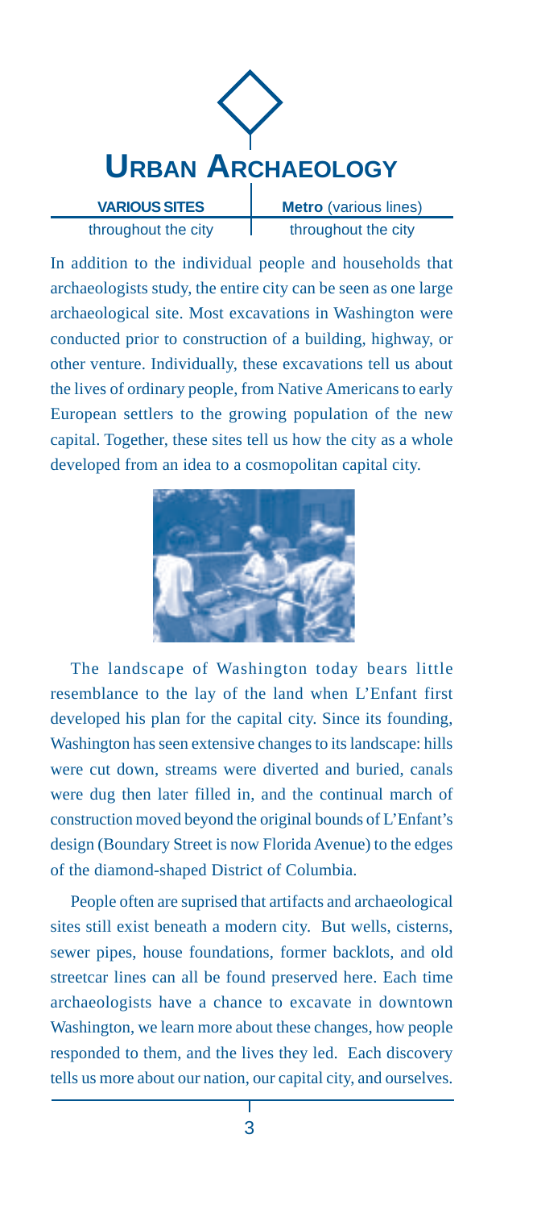# Urban Archaeology

| **VARIOUS SITES** | **Metro** (various lines) |
|---|---|
| throughout the city | throughout the city |

In addition to the individual people and households that archaeologists study, the entire city can be seen as one large archaeological site. Most excavations in Washington were conducted prior to construction of a building, highway, or other venture. Individually, these excavations tell us about the lives of ordinary people, from Native Americans to early European settlers to the growing population of the new capital. Together, these sites tell us how the city as a whole developed from an idea to a cosmopolitan capital city.

The landscape of Washington today bears little resemblance to the lay of the land when L'Enfant first developed his plan for the capital city. Since its founding, Washington has seen extensive changes to its landscape: hills were cut down, streams were diverted and buried, canals were dug then later filled in, and the continual march of construction moved beyond the original bounds of L'Enfant's design (Boundary Street is now Florida Avenue) to the edges of the diamond-shaped District of Columbia.

People often are suprised that artifacts and archaeological sites still exist beneath a modern city. But wells, cisterns, sewer pipes, house foundations, former backlots, and old streetcar lines can all be found preserved here. Each time archaeologists have a chance to excavate in downtown Washington, we learn more about these changes, how people responded to them, and the lives they led. Each discovery tells us more about our nation, our capital city, and ourselves.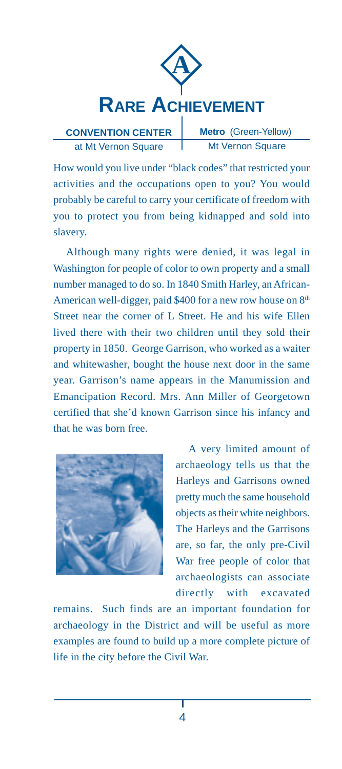# A

# Rare Achievement

**CONVENTION CENTER** at Mt Vernon Square | **Metro** (Green-Yellow) Mt Vernon Square

How would you live under "black codes" that restricted your activities and the occupations open to you? You would probably be careful to carry your certificate of freedom with you to protect you from being kidnapped and sold into slavery.

Although many rights were denied, it was legal in Washington for people of color to own property and a small number managed to do so. In 1840 Smith Harley, an African-American well-digger, paid $400 for a new row house on 8th Street near the corner of L Street. He and his wife Ellen lived there with their two children until they sold their property in 1850. George Garrison, who worked as a waiter and whitewasher, bought the house next door in the same year. Garrison's name appears in the Manumission and Emancipation Record. Mrs. Ann Miller of Georgetown certified that she'd known Garrison since his infancy and that he was born free.

A very limited amount of archaeology tells us that the Harleys and Garrisons owned pretty much the same household objects as their white neighbors. The Harleys and the Garrisons are, so far, the only pre-Civil War free people of color that archaeologists can associate directly with excavated remains. Such finds are an important foundation for archaeology in the District and will be useful as more examples are found to build up a more complete picture of life in the city before the Civil War.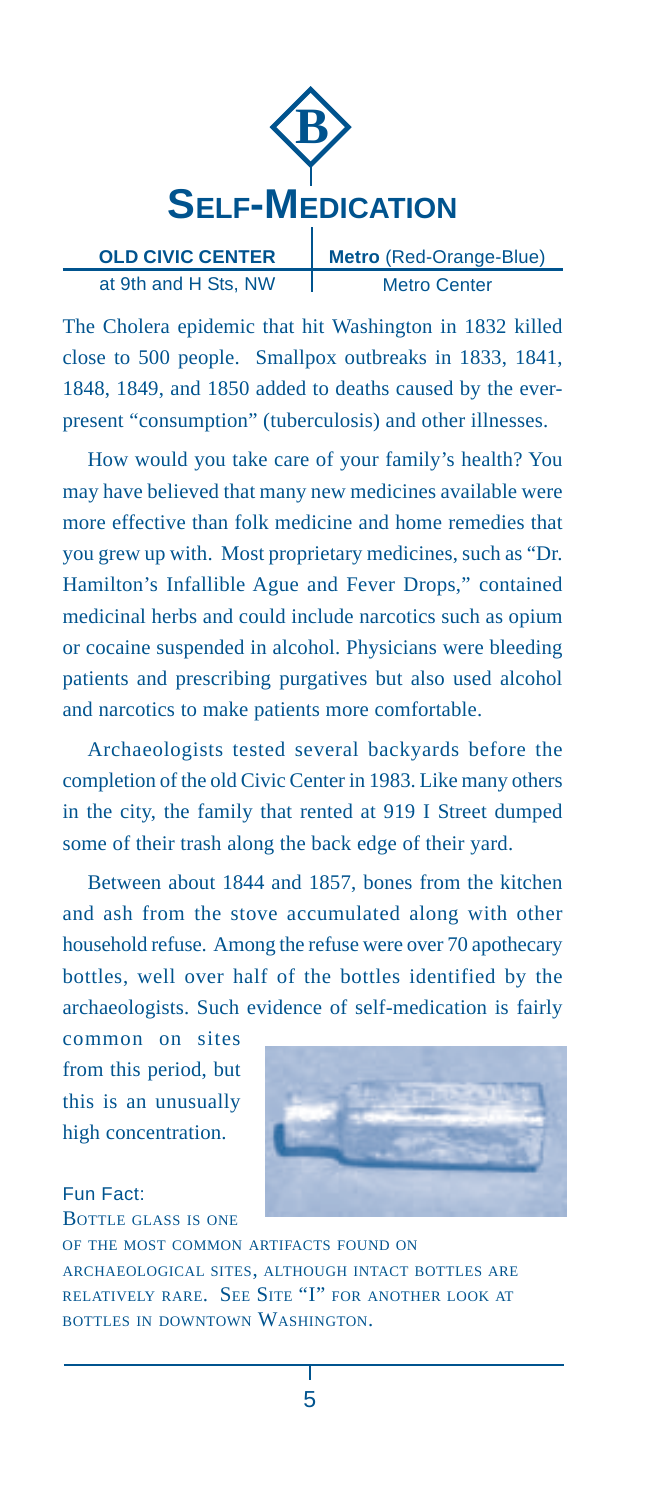# B

# SELF-MEDICATION

| **OLD CIVIC CENTER** | **Metro** (Red-Orange-Blue) |
|---|---|
| at 9th and H Sts, NW | Metro Center |

The Cholera epidemic that hit Washington in 1832 killed close to 500 people. Smallpox outbreaks in 1833, 1841, 1848, 1849, and 1850 added to deaths caused by the ever-present "consumption" (tuberculosis) and other illnesses.

How would you take care of your family's health? You may have believed that many new medicines available were more effective than folk medicine and home remedies that you grew up with. Most proprietary medicines, such as "Dr. Hamilton's Infallible Ague and Fever Drops," contained medicinal herbs and could include narcotics such as opium or cocaine suspended in alcohol. Physicians were bleeding patients and prescribing purgatives but also used alcohol and narcotics to make patients more comfortable.

Archaeologists tested several backyards before the completion of the old Civic Center in 1983. Like many others in the city, the family that rented at 919 I Street dumped some of their trash along the back edge of their yard.

Between about 1844 and 1857, bones from the kitchen and ash from the stove accumulated along with other household refuse. Among the refuse were over 70 apothecary bottles, well over half of the bottles identified by the archaeologists. Such evidence of self-medication is fairly common on sites from this period, but this is an unusually high concentration.

Fun Fact: BOTTLE GLASS IS ONE OF THE MOST COMMON ARTIFACTS FOUND ON ARCHAEOLOGICAL SITES, ALTHOUGH INTACT BOTTLES ARE RELATIVELY RARE. SEE SITE "I" FOR ANOTHER LOOK AT BOTTLES IN DOWNTOWN WASHINGTON.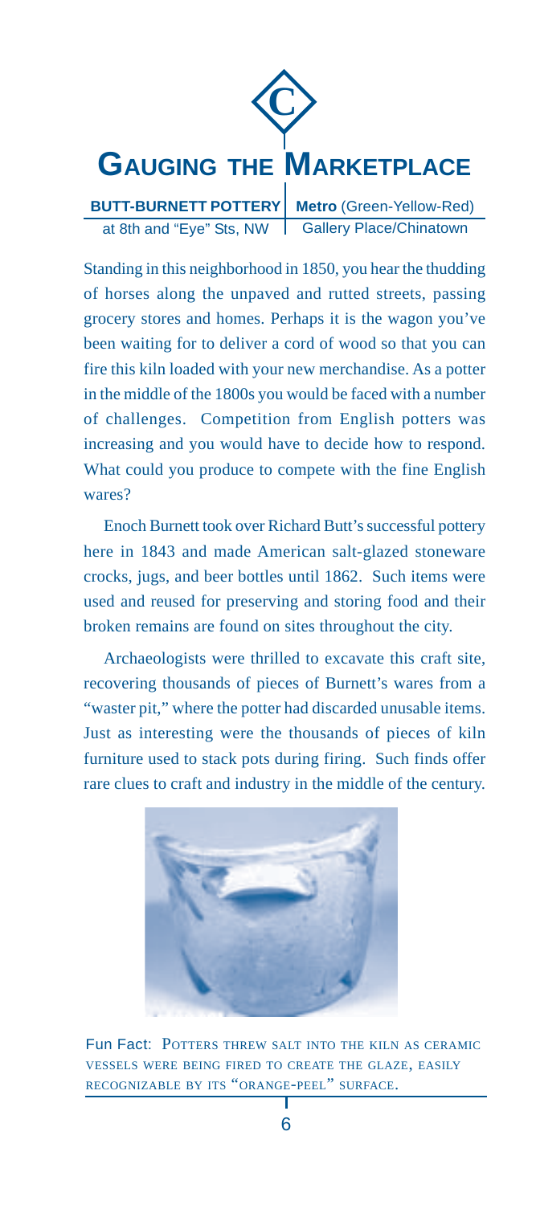C

# GAUGING THE MARKETPLACE

**BUTT-BURNETT POTTERY** at 8th and "Eye" Sts, NW | **Metro** (Green-Yellow-Red) Gallery Place/Chinatown

Standing in this neighborhood in 1850, you hear the thudding of horses along the unpaved and rutted streets, passing grocery stores and homes. Perhaps it is the wagon you've been waiting for to deliver a cord of wood so that you can fire this kiln loaded with your new merchandise. As a potter in the middle of the 1800s you would be faced with a number of challenges. Competition from English potters was increasing and you would have to decide how to respond. What could you produce to compete with the fine English wares?

Enoch Burnett took over Richard Butt's successful pottery here in 1843 and made American salt-glazed stoneware crocks, jugs, and beer bottles until 1862. Such items were used and reused for preserving and storing food and their broken remains are found on sites throughout the city.

Archaeologists were thrilled to excavate this craft site, recovering thousands of pieces of Burnett's wares from a "waster pit," where the potter had discarded unusable items. Just as interesting were the thousands of pieces of kiln furniture used to stack pots during firing. Such finds offer rare clues to craft and industry in the middle of the century.

Fun Fact: POTTERS THREW SALT INTO THE KILN AS CERAMIC VESSELS WERE BEING FIRED TO CREATE THE GLAZE, EASILY RECOGNIZABLE BY ITS "ORANGE-PEEL" SURFACE.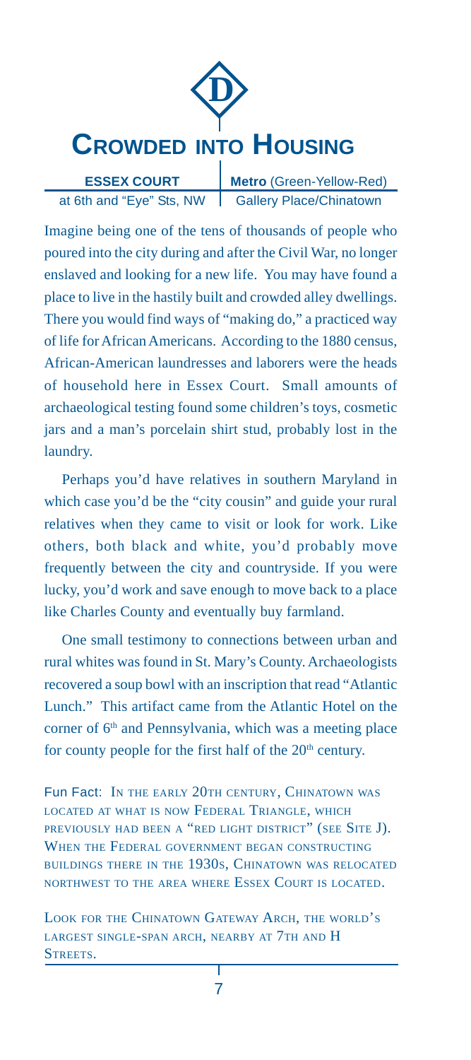D

# Crowded into Housing

| ESSEX COURT | Metro (Green-Yellow-Red) |
| --- | --- |
| at 6th and "Eye" Sts, NW | Gallery Place/Chinatown |

Imagine being one of the tens of thousands of people who poured into the city during and after the Civil War, no longer enslaved and looking for a new life. You may have found a place to live in the hastily built and crowded alley dwellings. There you would find ways of "making do," a practiced way of life for African Americans. According to the 1880 census, African-American laundresses and laborers were the heads of household here in Essex Court. Small amounts of archaeological testing found some children's toys, cosmetic jars and a man's porcelain shirt stud, probably lost in the laundry.

Perhaps you'd have relatives in southern Maryland in which case you'd be the "city cousin" and guide your rural relatives when they came to visit or look for work. Like others, both black and white, you'd probably move frequently between the city and countryside. If you were lucky, you'd work and save enough to move back to a place like Charles County and eventually buy farmland.

One small testimony to connections between urban and rural whites was found in St. Mary's County. Archaeologists recovered a soup bowl with an inscription that read "Atlantic Lunch." This artifact came from the Atlantic Hotel on the corner of 6th and Pennsylvania, which was a meeting place for county people for the first half of the 20th century.

Fun Fact: In the early 20th century, Chinatown was located at what is now Federal Triangle, which previously had been a "red light district" (see Site J). When the Federal government began constructing buildings there in the 1930s, Chinatown was relocated northwest to the area where Essex Court is located.

Look for the Chinatown Gateway Arch, the world's largest single-span arch, nearby at 7th and H Streets.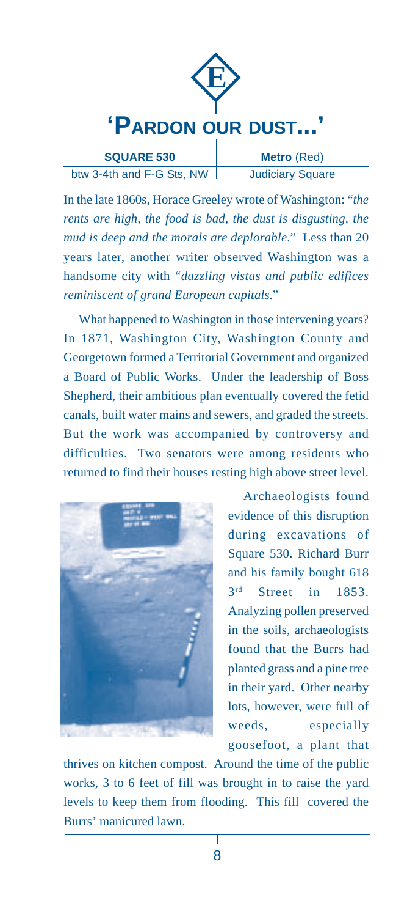# 'PARDON OUR DUST...'

| SQUARE 530 | Metro (Red) |
|---|---|
| btw 3-4th and F-G Sts, NW | Judiciary Square |

In the late 1860s, Horace Greeley wrote of Washington: "*the rents are high, the food is bad, the dust is disgusting, the mud is deep and the morals are deplorable*." Less than 20 years later, another writer observed Washington was a handsome city with "*dazzling vistas and public edifices reminiscent of grand European capitals*."

What happened to Washington in those intervening years? In 1871, Washington City, Washington County and Georgetown formed a Territorial Government and organized a Board of Public Works. Under the leadership of Boss Shepherd, their ambitious plan eventually covered the fetid canals, built water mains and sewers, and graded the streets. But the work was accompanied by controversy and difficulties. Two senators were among residents who returned to find their houses resting high above street level.

Archaeologists found evidence of this disruption during excavations of Square 530. Richard Burr and his family bought 618 3rd Street in 1853. Analyzing pollen preserved in the soils, archaeologists found that the Burrs had planted grass and a pine tree in their yard. Other nearby lots, however, were full of weeds, especially goosefoot, a plant that thrives on kitchen compost. Around the time of the public works, 3 to 6 feet of fill was brought in to raise the yard levels to keep them from flooding. This fill covered the Burrs' manicured lawn.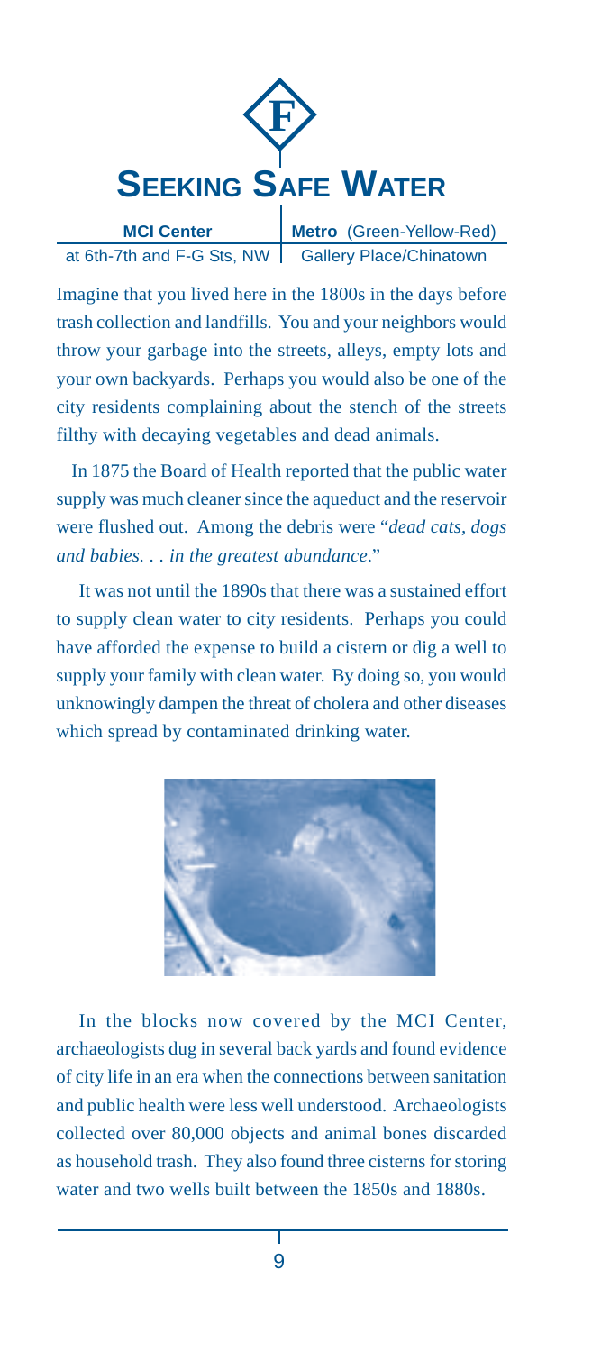# F

# SEEKING SAFE WATER

| **MCI Center** | **Metro** (Green-Yellow-Red) |
| --- | --- |
| at 6th-7th and F-G Sts, NW | Gallery Place/Chinatown |

Imagine that you lived here in the 1800s in the days before trash collection and landfills. You and your neighbors would throw your garbage into the streets, alleys, empty lots and your own backyards. Perhaps you would also be one of the city residents complaining about the stench of the streets filthy with decaying vegetables and dead animals.

In 1875 the Board of Health reported that the public water supply was much cleaner since the aqueduct and the reservoir were flushed out. Among the debris were "*dead cats, dogs and babies. . . in the greatest abundance*."

It was not until the 1890s that there was a sustained effort to supply clean water to city residents. Perhaps you could have afforded the expense to build a cistern or dig a well to supply your family with clean water. By doing so, you would unknowingly dampen the threat of cholera and other diseases which spread by contaminated drinking water.

In the blocks now covered by the MCI Center, archaeologists dug in several back yards and found evidence of city life in an era when the connections between sanitation and public health were less well understood. Archaeologists collected over 80,000 objects and animal bones discarded as household trash. They also found three cisterns for storing water and two wells built between the 1850s and 1880s.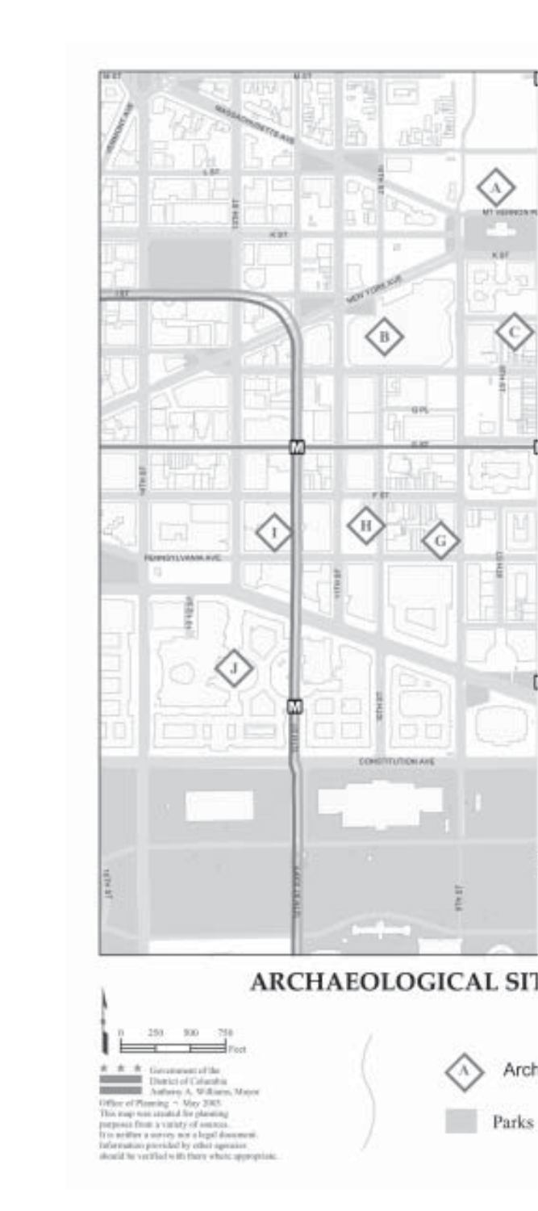# ARCHAEOLOGICAL SIT

0 250 500 750 Feet

Government of the District of Columbia
Anthony A. Williams, Mayor
Office of Planning ~ May 2005
This map was created for planning purposes from a variety of sources. It is neither a survey nor a legal document. Information provided by other agencies should be verified with them where appropriate.

Arch

Parks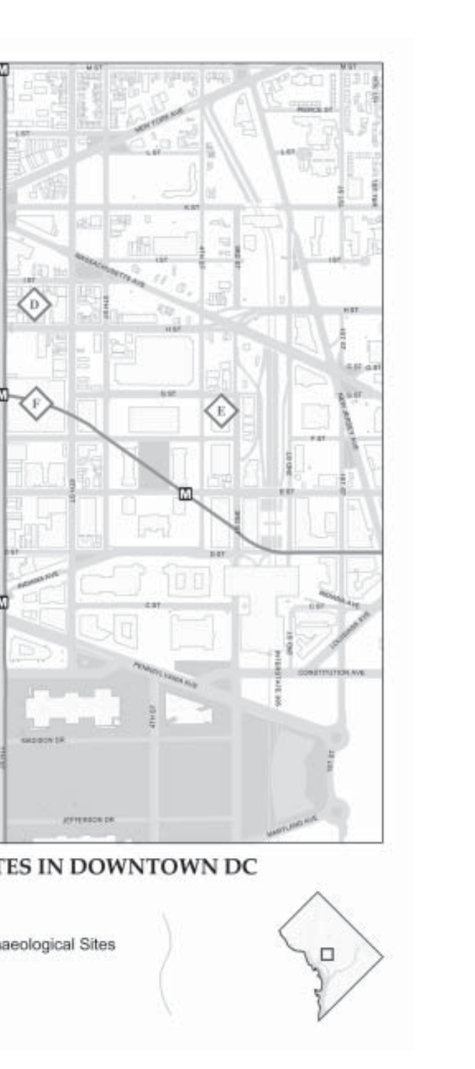# TES IN DOWNTOWN DC

aeological Sites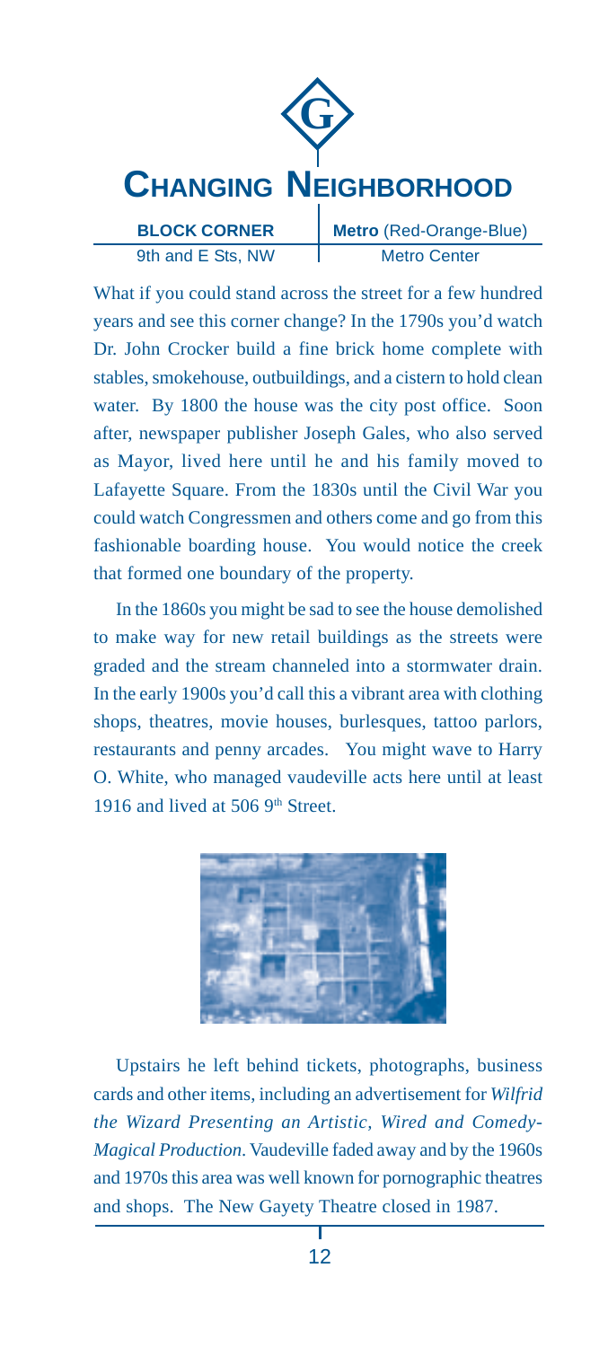# G

# CHANGING NEIGHBORHOOD

| BLOCK CORNER | Metro (Red-Orange-Blue) |
| --- | --- |
| 9th and E Sts, NW | Metro Center |

What if you could stand across the street for a few hundred years and see this corner change? In the 1790s you'd watch Dr. John Crocker build a fine brick home complete with stables, smokehouse, outbuildings, and a cistern to hold clean water. By 1800 the house was the city post office. Soon after, newspaper publisher Joseph Gales, who also served as Mayor, lived here until he and his family moved to Lafayette Square. From the 1830s until the Civil War you could watch Congressmen and others come and go from this fashionable boarding house. You would notice the creek that formed one boundary of the property.

In the 1860s you might be sad to see the house demolished to make way for new retail buildings as the streets were graded and the stream channeled into a stormwater drain. In the early 1900s you'd call this a vibrant area with clothing shops, theatres, movie houses, burlesques, tattoo parlors, restaurants and penny arcades. You might wave to Harry O. White, who managed vaudeville acts here until at least 1916 and lived at 506 9th Street.

Upstairs he left behind tickets, photographs, business cards and other items, including an advertisement for *Wilfrid the Wizard Presenting an Artistic, Wired and Comedy-Magical Production*. Vaudeville faded away and by the 1960s and 1970s this area was well known for pornographic theatres and shops. The New Gayety Theatre closed in 1987.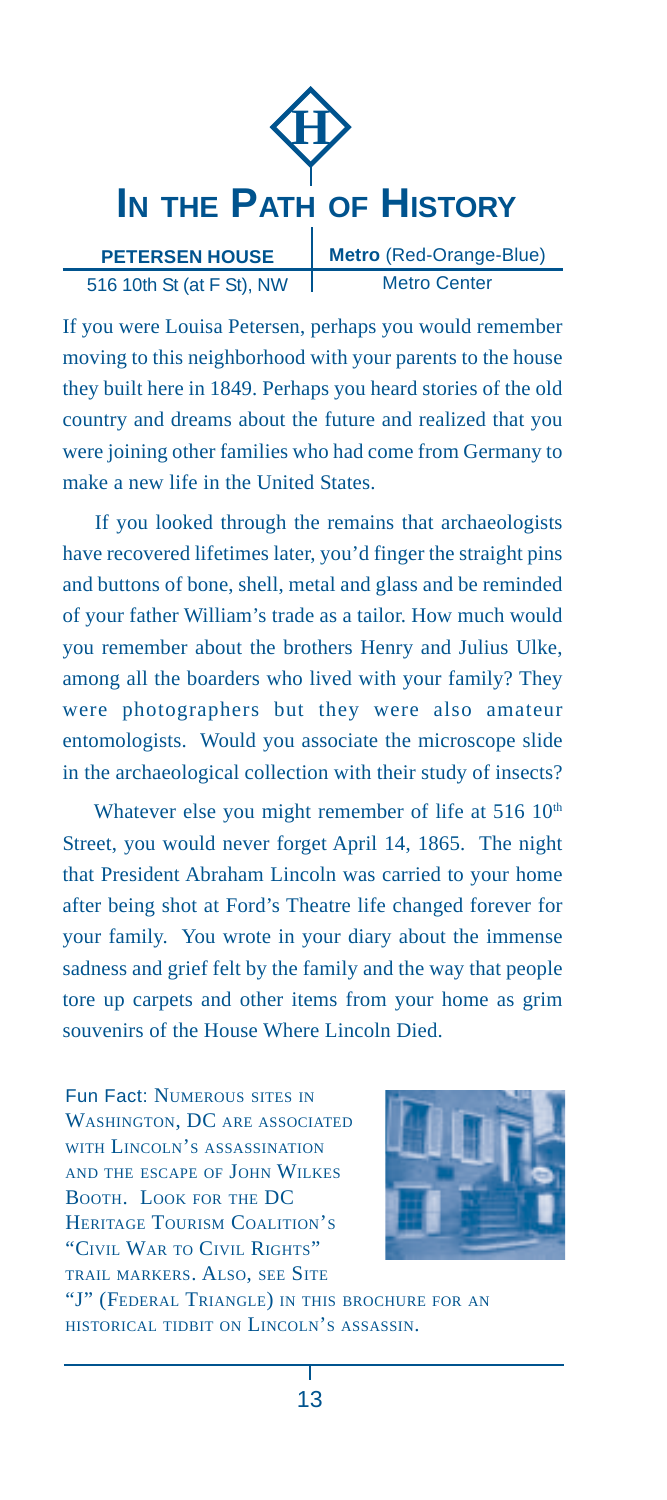# In the Path of History

| **PETERSEN HOUSE** | **Metro** (Red-Orange-Blue) |
| --- | --- |
| 516 10th St (at F St), NW | Metro Center |

If you were Louisa Petersen, perhaps you would remember moving to this neighborhood with your parents to the house they built here in 1849. Perhaps you heard stories of the old country and dreams about the future and realized that you were joining other families who had come from Germany to make a new life in the United States.

If you looked through the remains that archaeologists have recovered lifetimes later, you'd finger the straight pins and buttons of bone, shell, metal and glass and be reminded of your father William's trade as a tailor. How much would you remember about the brothers Henry and Julius Ulke, among all the boarders who lived with your family? They were photographers but they were also amateur entomologists. Would you associate the microscope slide in the archaeological collection with their study of insects?

Whatever else you might remember of life at 516 10th Street, you would never forget April 14, 1865. The night that President Abraham Lincoln was carried to your home after being shot at Ford's Theatre life changed forever for your family. You wrote in your diary about the immense sadness and grief felt by the family and the way that people tore up carpets and other items from your home as grim souvenirs of the House Where Lincoln Died.

Fun Fact: Numerous sites in Washington, DC are associated with Lincoln's assassination and the escape of John Wilkes Booth. Look for the DC Heritage Tourism Coalition's "Civil War to Civil Rights" trail markers. Also, see Site "J" (Federal Triangle) in this brochure for an historical tidbit on Lincoln's assassin.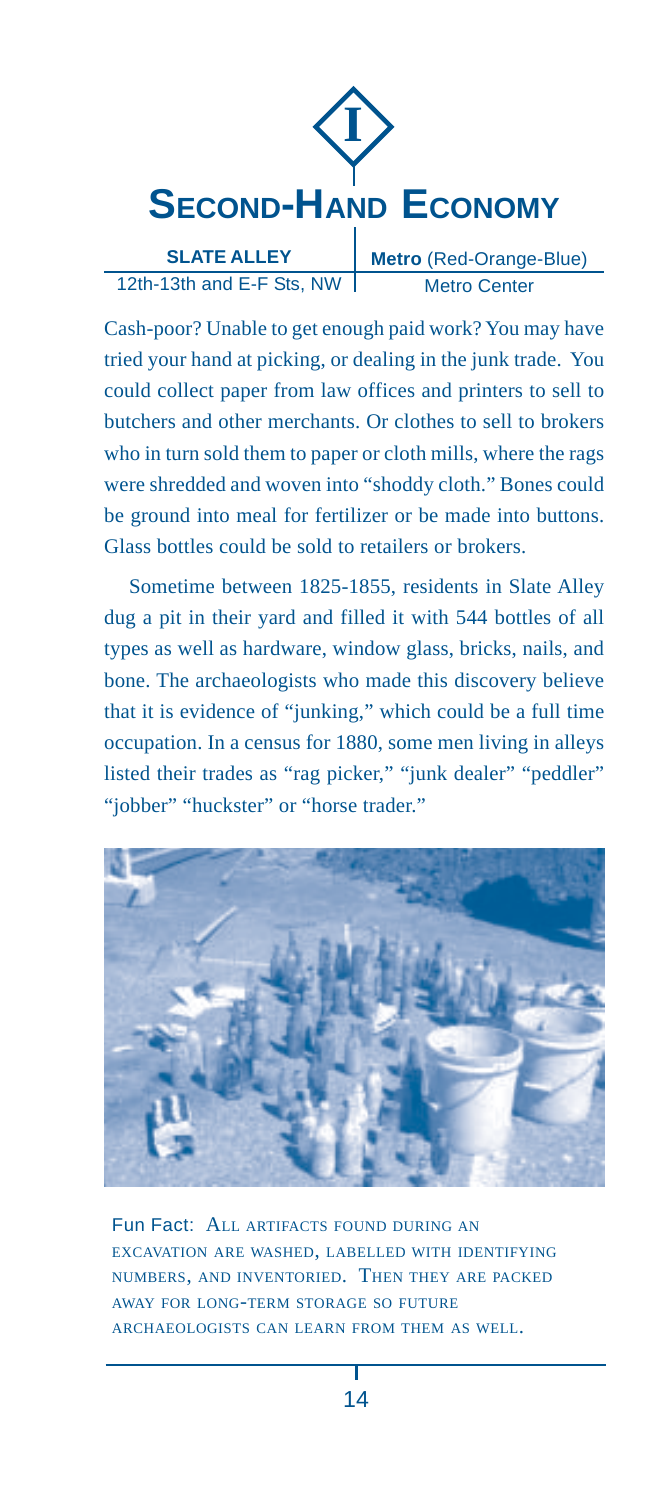# I

# Second-Hand Economy

| SLATE ALLEY | Metro (Red-Orange-Blue) |
|---|---|
| 12th-13th and E-F Sts, NW | Metro Center |

Cash-poor? Unable to get enough paid work? You may have tried your hand at picking, or dealing in the junk trade. You could collect paper from law offices and printers to sell to butchers and other merchants. Or clothes to sell to brokers who in turn sold them to paper or cloth mills, where the rags were shredded and woven into "shoddy cloth." Bones could be ground into meal for fertilizer or be made into buttons. Glass bottles could be sold to retailers or brokers.

Sometime between 1825-1855, residents in Slate Alley dug a pit in their yard and filled it with 544 bottles of all types as well as hardware, window glass, bricks, nails, and bone. The archaeologists who made this discovery believe that it is evidence of "junking," which could be a full time occupation. In a census for 1880, some men living in alleys listed their trades as "rag picker," "junk dealer" "peddler" "jobber" "huckster" or "horse trader."

Fun Fact: All artifacts found during an excavation are washed, labelled with identifying numbers, and inventoried. Then they are packed away for long-term storage so future archaeologists can learn from them as well.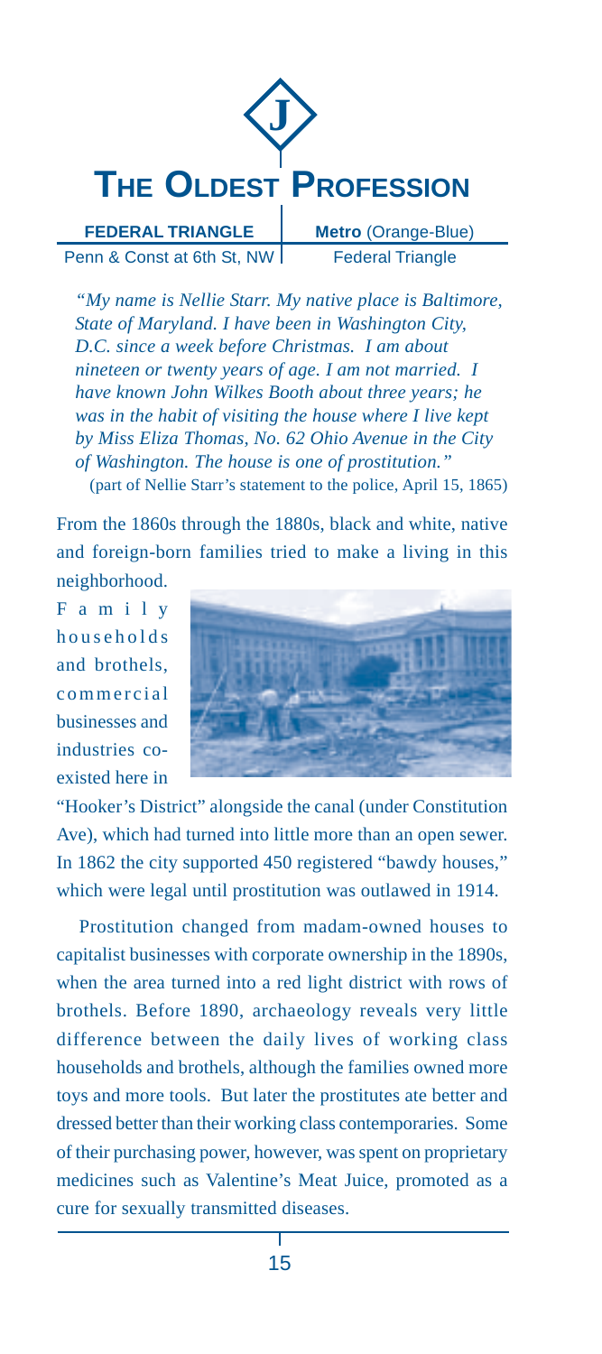J

# The Oldest Profession

| **FEDERAL TRIANGLE** | **Metro** (Orange-Blue) |
|---|---|
| Penn & Const at 6th St, NW | Federal Triangle |

*"My name is Nellie Starr. My native place is Baltimore, State of Maryland. I have been in Washington City, D.C. since a week before Christmas. I am about nineteen or twenty years of age. I am not married. I have known John Wilkes Booth about three years; he was in the habit of visiting the house where I live kept by Miss Eliza Thomas, No. 62 Ohio Avenue in the City of Washington. The house is one of prostitution."*
(part of Nellie Starr's statement to the police, April 15, 1865)

From the 1860s through the 1880s, black and white, native and foreign-born families tried to make a living in this neighborhood. Family households and brothels, commercial businesses and industries co-existed here in "Hooker's District" alongside the canal (under Constitution Ave), which had turned into little more than an open sewer. In 1862 the city supported 450 registered "bawdy houses," which were legal until prostitution was outlawed in 1914.

Prostitution changed from madam-owned houses to capitalist businesses with corporate ownership in the 1890s, when the area turned into a red light district with rows of brothels. Before 1890, archaeology reveals very little difference between the daily lives of working class households and brothels, although the families owned more toys and more tools. But later the prostitutes ate better and dressed better than their working class contemporaries. Some of their purchasing power, however, was spent on proprietary medicines such as Valentine's Meat Juice, promoted as a cure for sexually transmitted diseases.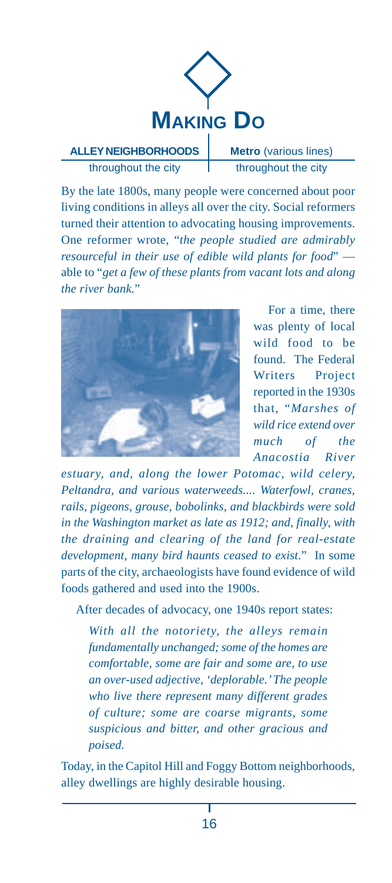# Making Do

| **ALLEY NEIGHBORHOODS** | **Metro** (various lines) |
| --- | --- |
| throughout the city | throughout the city |

By the late 1800s, many people were concerned about poor living conditions in alleys all over the city. Social reformers turned their attention to advocating housing improvements. One reformer wrote, "*the people studied are admirably resourceful in their use of edible wild plants for food*" — able to "*get a few of these plants from vacant lots and along the river bank.*"

For a time, there was plenty of local wild food to be found. The Federal Writers Project reported in the 1930s that, "*Marshes of wild rice extend over much of the Anacostia River estuary, and, along the lower Potomac, wild celery, Peltandra, and various waterweeds.... Waterfowl, cranes, rails, pigeons, grouse, bobolinks, and blackbirds were sold in the Washington market as late as 1912; and, finally, with the draining and clearing of the land for real-estate development, many bird haunts ceased to exist.*" In some parts of the city, archaeologists have found evidence of wild foods gathered and used into the 1900s.

After decades of advocacy, one 1940s report states:

> *With all the notoriety, the alleys remain fundamentally unchanged; some of the homes are comfortable, some are fair and some are, to use an over-used adjective, 'deplorable.' The people who live there represent many different grades of culture; some are coarse migrants, some suspicious and bitter, and other gracious and poised.*

Today, in the Capitol Hill and Foggy Bottom neighborhoods, alley dwellings are highly desirable housing.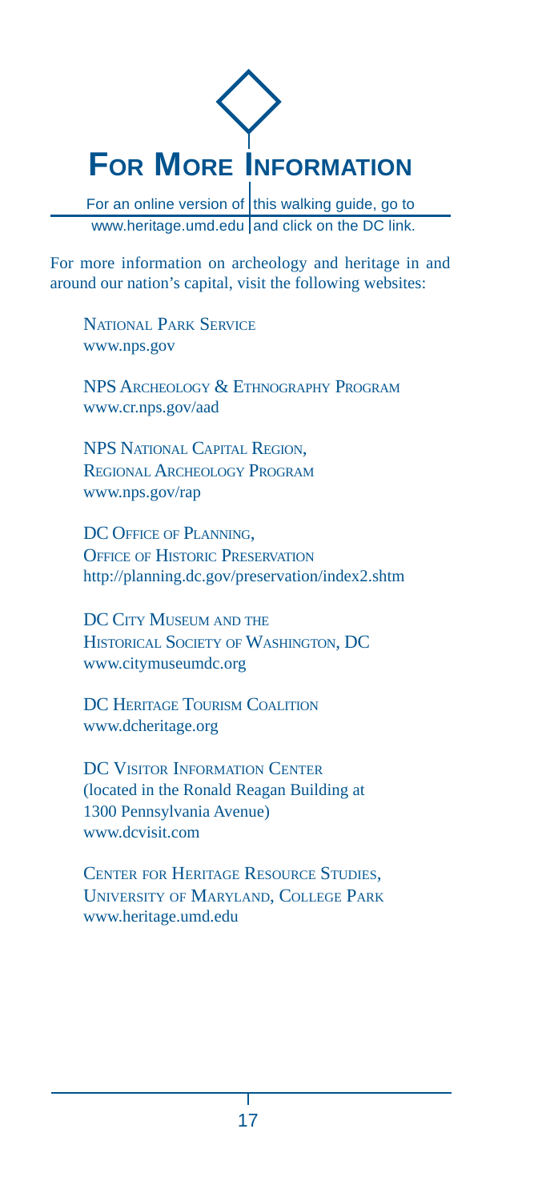# For More Information

For an online version of this walking guide, go to www.heritage.umd.edu and click on the DC link.

For more information on archeology and heritage in and around our nation's capital, visit the following websites:

National Park Service
www.nps.gov

NPS Archeology & Ethnography Program
www.cr.nps.gov/aad

NPS National Capital Region,
Regional Archeology Program
www.nps.gov/rap

DC Office of Planning,
Office of Historic Preservation
http://planning.dc.gov/preservation/index2.shtm

DC City Museum and the
Historical Society of Washington, DC
www.citymuseumdc.org

DC Heritage Tourism Coalition
www.dcheritage.org

DC Visitor Information Center
(located in the Ronald Reagan Building at
1300 Pennsylvania Avenue)
www.dcvisit.com

Center for Heritage Resource Studies,
University of Maryland, College Park
www.heritage.umd.edu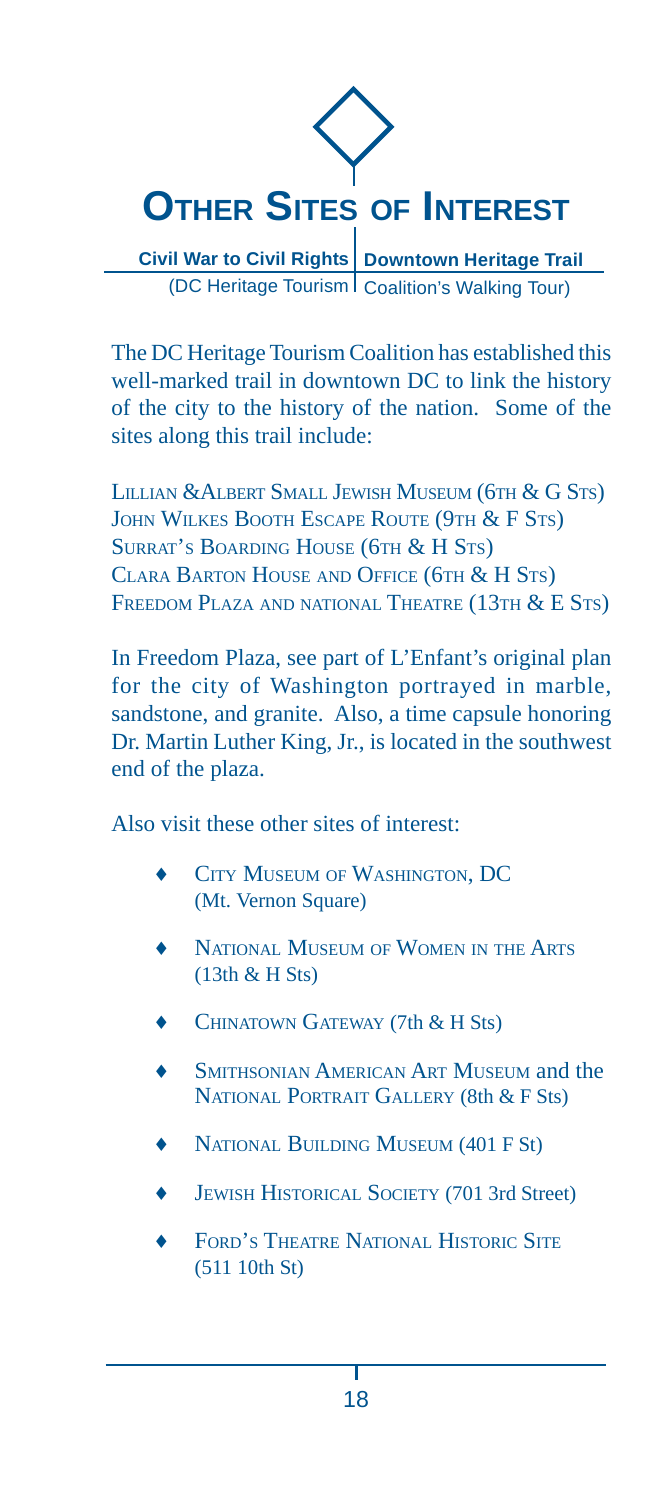# Other Sites of Interest

**Civil War to Civil Rights | Downtown Heritage Trail**
(DC Heritage Tourism Coalition's Walking Tour)

The DC Heritage Tourism Coalition has established this well-marked trail in downtown DC to link the history of the city to the history of the nation. Some of the sites along this trail include:

Lillian &Albert Small Jewish Museum (6th & G Sts)
John Wilkes Booth Escape Route (9th & F Sts)
Surrat's Boarding House (6th & H Sts)
Clara Barton House and Office (6th & H Sts)
Freedom Plaza and national Theatre (13th & E Sts)

In Freedom Plaza, see part of L'Enfant's original plan for the city of Washington portrayed in marble, sandstone, and granite. Also, a time capsule honoring Dr. Martin Luther King, Jr., is located in the southwest end of the plaza.

Also visit these other sites of interest:

- City Museum of Washington, DC (Mt. Vernon Square)
- National Museum of Women in the Arts (13th & H Sts)
- Chinatown Gateway (7th & H Sts)
- Smithsonian American Art Museum and the National Portrait Gallery (8th & F Sts)
- National Building Museum (401 F St)
- Jewish Historical Society (701 3rd Street)
- Ford's Theatre National Historic Site (511 10th St)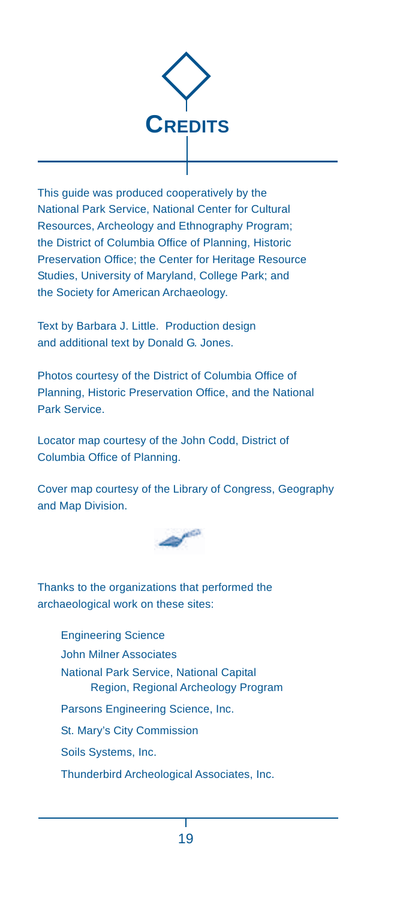# Credits

This guide was produced cooperatively by the National Park Service, National Center for Cultural Resources, Archeology and Ethnography Program; the District of Columbia Office of Planning, Historic Preservation Office; the Center for Heritage Resource Studies, University of Maryland, College Park; and the Society for American Archaeology.

Text by Barbara J. Little. Production design and additional text by Donald G. Jones.

Photos courtesy of the District of Columbia Office of Planning, Historic Preservation Office, and the National Park Service.

Locator map courtesy of the John Codd, District of Columbia Office of Planning.

Cover map courtesy of the Library of Congress, Geography and Map Division.

Thanks to the organizations that performed the archaeological work on these sites:

- Engineering Science
- John Milner Associates
- National Park Service, National Capital Region, Regional Archeology Program
- Parsons Engineering Science, Inc.
- St. Mary's City Commission
- Soils Systems, Inc.
- Thunderbird Archeological Associates, Inc.